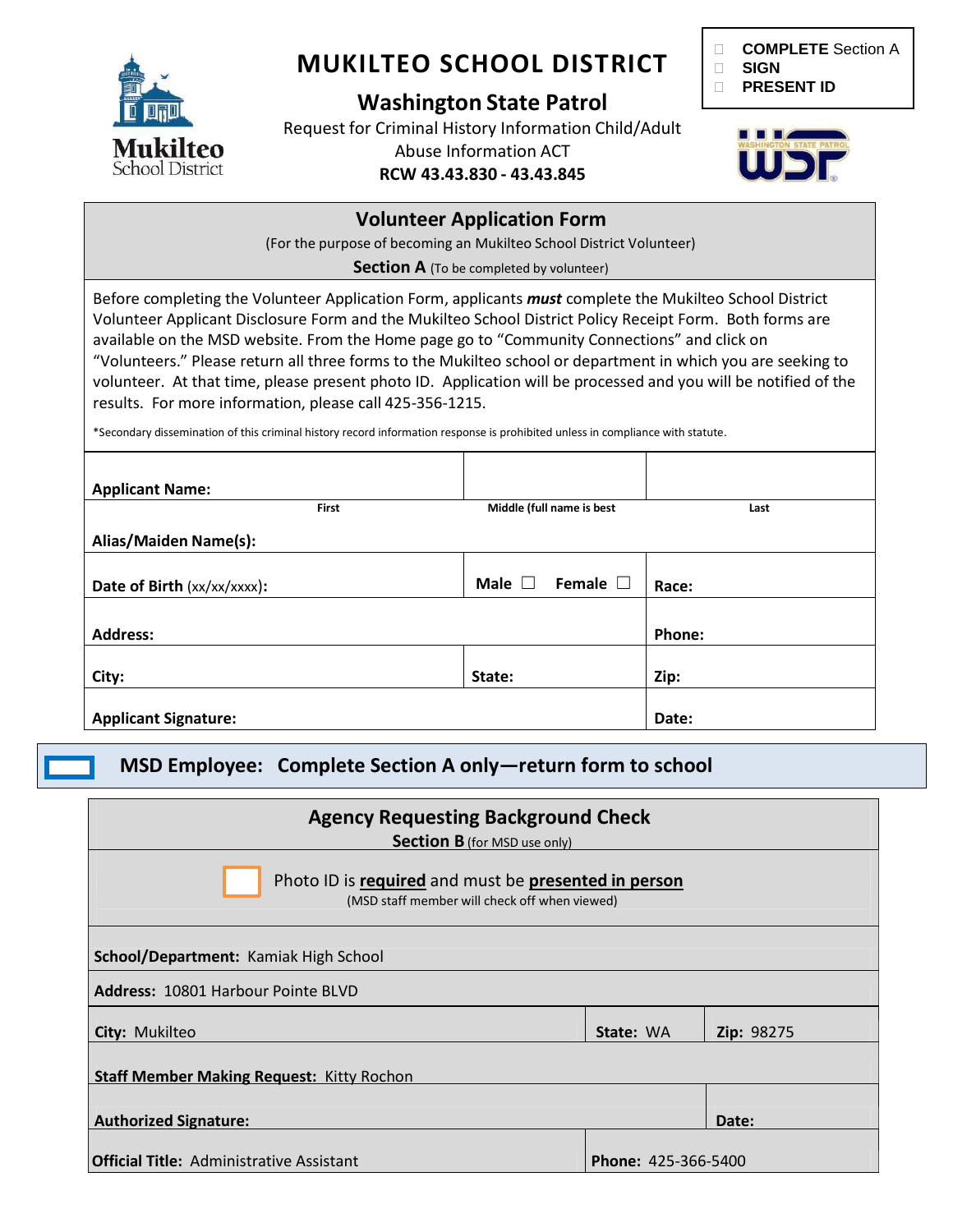- ☐ **COMPLETE** Section A
- ☐ **SIGN**
- ☐ **PRESENT ID**

# MUKILTEO SCHOOL DISTRICT

## Washington State Patrol

Request for Criminal History Information Child/Adult Abuse Information ACT

**RCW 43.43.830 - 43.43.845**

## Volunteer Application Form

(For the purpose of becoming an Mukilteo School District Volunteer)

**Section A** (To be completed by volunteer)

Before completing the Volunteer Application Form, applicants ***must*** complete the Mukilteo School District Volunteer Applicant Disclosure Form and the Mukilteo School District Policy Receipt Form. Both forms are available on the MSD website. From the Home page go to "Community Connections" and click on "Volunteers." Please return all three forms to the Mukilteo school or department in which you are seeking to volunteer. At that time, please present photo ID. Application will be processed and you will be notified of the results. For more information, please call 425-356-1215.

*Secondary dissemination of this criminal history record information response is prohibited unless in compliance with statute.

| | | |
|---|---|---|
| **Applicant Name:** First | Middle (full name is best | Last |
| **Alias/Maiden Name(s):** | | |
| **Date of Birth** (xx/xx/xxxx): | **Male** ☐ **Female** ☐ | **Race:** |
| **Address:** | | **Phone:** |
| **City:** | **State:** | **Zip:** |
| **Applicant Signature:** | | **Date:** |

☐ **MSD Employee: Complete Section A only—return form to school**

## Agency Requesting Background Check

**Section B** (for MSD use only)

☐ Photo ID is **required** and must be **presented in person**
(MSD staff member will check off when viewed)

| | | |
|---|---|---|
| **School/Department:** Kamiak High School | | |
| **Address:** 10801 Harbour Pointe BLVD | | |
| **City:** Mukilteo | **State:** WA | **Zip:** 98275 |
| **Staff Member Making Request:** Kitty Rochon | | |
| **Authorized Signature:** | | **Date:** |
| **Official Title:** Administrative Assistant | **Phone:** 425-366-5400 | |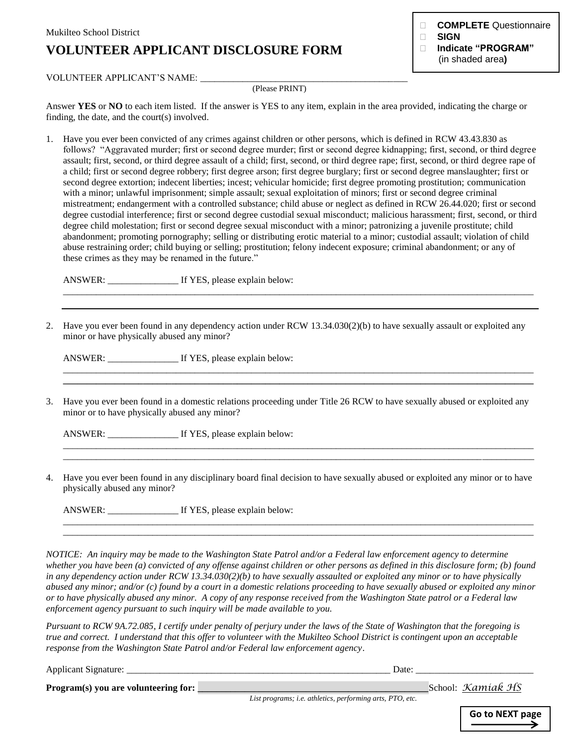- ☐ **COMPLETE** Questionnaire
- ☐ **SIGN**
- ☐ **Indicate "PROGRAM"** (in shaded area**)**

Mukilteo School District

# VOLUNTEER APPLICANT DISCLOSURE FORM

VOLUNTEER APPLICANT'S NAME: ___________________________________________
(Please PRINT)

Answer **YES** or **NO** to each item listed. If the answer is YES to any item, explain in the area provided, indicating the charge or finding, the date, and the court(s) involved.

1. Have you ever been convicted of any crimes against children or other persons, which is defined in RCW 43.43.830 as follows? "Aggravated murder; first or second degree murder; first or second degree kidnapping; first, second, or third degree assault; first, second, or third degree assault of a child; first, second, or third degree rape; first, second, or third degree rape of a child; first or second degree robbery; first degree arson; first degree burglary; first or second degree manslaughter; first or second degree extortion; indecent liberties; incest; vehicular homicide; first degree promoting prostitution; communication with a minor; unlawful imprisonment; simple assault; sexual exploitation of minors; first or second degree criminal mistreatment; endangerment with a controlled substance; child abuse or neglect as defined in RCW 26.44.020; first or second degree custodial interference; first or second degree custodial sexual misconduct; malicious harassment; first, second, or third degree child molestation; first or second degree sexual misconduct with a minor; patronizing a juvenile prostitute; child abandonment; promoting pornography; selling or distributing erotic material to a minor; custodial assault; violation of child abuse restraining order; child buying or selling; prostitution; felony indecent exposure; criminal abandonment; or any of these crimes as they may be renamed in the future."

   ANSWER: _______________ If YES, please explain below:
   ____________________________________________________________________________________________
   ____________________________________________________________________________________________

2. Have you ever been found in any dependency action under RCW 13.34.030(2)(b) to have sexually assault or exploited any minor or have physically abused any minor?

   ANSWER: _______________ If YES, please explain below:
   ____________________________________________________________________________________________
   ____________________________________________________________________________________________

3. Have you ever been found in a domestic relations proceeding under Title 26 RCW to have sexually abused or exploited any minor or to have physically abused any minor?

   ANSWER: _______________ If YES, please explain below:
   ____________________________________________________________________________________________
   ____________________________________________________________________________________________

4. Have you ever been found in any disciplinary board final decision to have sexually abused or exploited any minor or to have physically abused any minor?

   ANSWER: _______________ If YES, please explain below:
   ____________________________________________________________________________________________
   ____________________________________________________________________________________________

*NOTICE: An inquiry may be made to the Washington State Patrol and/or a Federal law enforcement agency to determine whether you have been (a) convicted of any offense against children or other persons as defined in this disclosure form; (b) found in any dependency action under RCW 13.34.030(2)(b) to have sexually assaulted or exploited any minor or to have physically abused any minor; and/or (c) found by a court in a domestic relations proceeding to have sexually abused or exploited any minor or to have physically abused any minor. A copy of any response received from the Washington State patrol or a Federal law enforcement agency pursuant to such inquiry will be made available to you.*

*Pursuant to RCW 9A.72.085, I certify under penalty of perjury under the laws of the State of Washington that the foregoing is true and correct. I understand that this offer to volunteer with the Mukilteo School District is contingent upon an acceptable response from the Washington State Patrol and/or Federal law enforcement agency.*

Applicant Signature: _____________________________________________________ Date: ________________________

**Program(s) you are volunteering for:** _______________________________________________ School: *Kamiak HS*
*List programs; i.e. athletics, performing arts, PTO, etc.*

**Go to NEXT page** →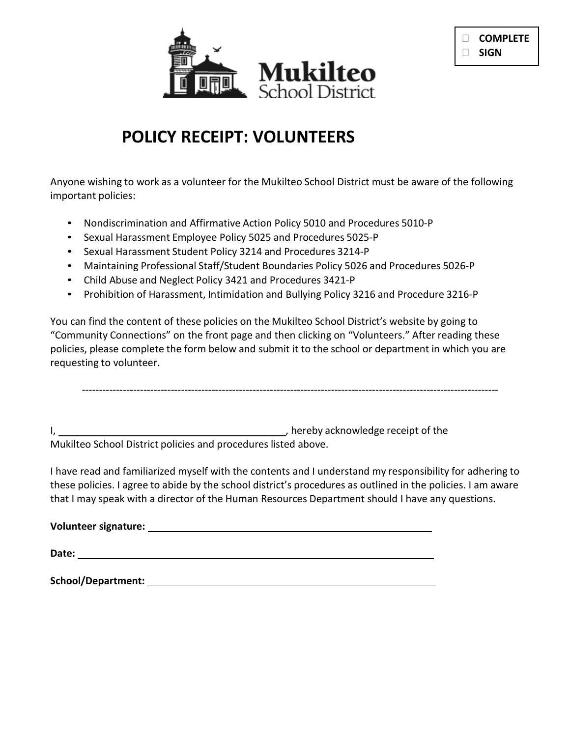- [ ] COMPLETE
- [ ] SIGN

Mukilteo School District

# POLICY RECEIPT: VOLUNTEERS

Anyone wishing to work as a volunteer for the Mukilteo School District must be aware of the following important policies:

- Nondiscrimination and Affirmative Action Policy 5010 and Procedures 5010-P
- Sexual Harassment Employee Policy 5025 and Procedures 5025-P
- Sexual Harassment Student Policy 3214 and Procedures 3214-P
- Maintaining Professional Staff/Student Boundaries Policy 5026 and Procedures 5026-P
- Child Abuse and Neglect Policy 3421 and Procedures 3421-P
- Prohibition of Harassment, Intimidation and Bullying Policy 3216 and Procedure 3216-P

You can find the content of these policies on the Mukilteo School District's website by going to "Community Connections" on the front page and then clicking on "Volunteers." After reading these policies, please complete the form below and submit it to the school or department in which you are requesting to volunteer.

---

I, ________________________________________, hereby acknowledge receipt of the Mukilteo School District policies and procedures listed above.

I have read and familiarized myself with the contents and I understand my responsibility for adhering to these policies. I agree to abide by the school district's procedures as outlined in the policies. I am aware that I may speak with a director of the Human Resources Department should I have any questions.

**Volunteer signature:** ________________________________________

**Date:** ________________________________________

**School/Department:** ________________________________________